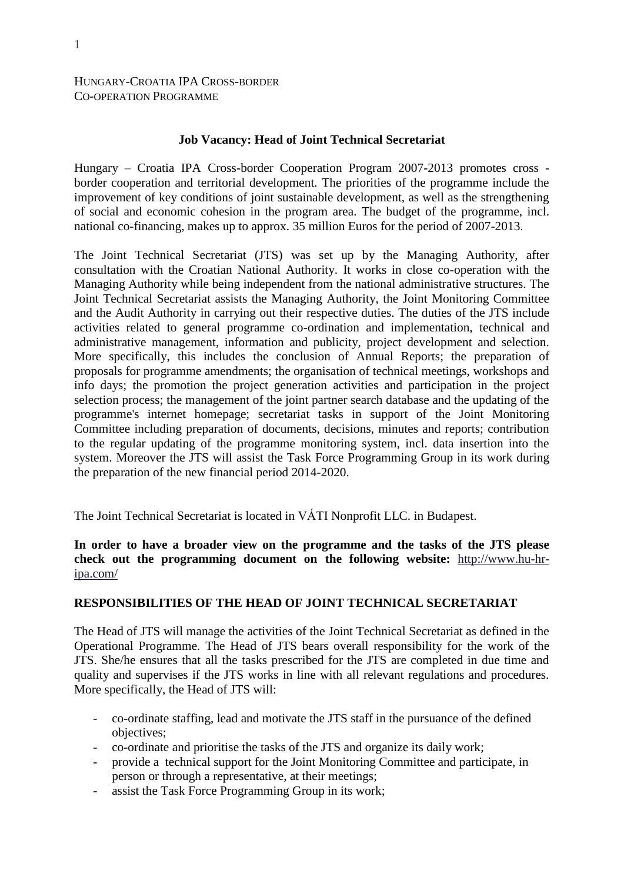HUNGARY-CROATIA IPA CROSS-BORDER
CO-OPERATION PROGRAMME

**Job Vacancy: Head of Joint Technical Secretariat**

Hungary – Croatia IPA Cross-border Cooperation Program 2007-2013 promotes cross - border cooperation and territorial development. The priorities of the programme include the improvement of key conditions of joint sustainable development, as well as the strengthening of social and economic cohesion in the program area. The budget of the programme, incl. national co-financing, makes up to approx. 35 million Euros for the period of 2007-2013.

The Joint Technical Secretariat (JTS) was set up by the Managing Authority, after consultation with the Croatian National Authority. It works in close co-operation with the Managing Authority while being independent from the national administrative structures. The Joint Technical Secretariat assists the Managing Authority, the Joint Monitoring Committee and the Audit Authority in carrying out their respective duties. The duties of the JTS include activities related to general programme co-ordination and implementation, technical and administrative management, information and publicity, project development and selection. More specifically, this includes the conclusion of Annual Reports; the preparation of proposals for programme amendments; the organisation of technical meetings, workshops and info days; the promotion the project generation activities and participation in the project selection process; the management of the joint partner search database and the updating of the programme's internet homepage; secretariat tasks in support of the Joint Monitoring Committee including preparation of documents, decisions, minutes and reports; contribution to the regular updating of the programme monitoring system, incl. data insertion into the system. Moreover the JTS will assist the Task Force Programming Group in its work during the preparation of the new financial period 2014-2020.

The Joint Technical Secretariat is located in VÁTI Nonprofit LLC. in Budapest.

**In order to have a broader view on the programme and the tasks of the JTS please check out the programming document on the following website:** http://www.hu-hr-ipa.com/

**RESPONSIBILITIES OF THE HEAD OF JOINT TECHNICAL SECRETARIAT**

The Head of JTS will manage the activities of the Joint Technical Secretariat as defined in the Operational Programme. The Head of JTS bears overall responsibility for the work of the JTS. She/he ensures that all the tasks prescribed for the JTS are completed in due time and quality and supervises if the JTS works in line with all relevant regulations and procedures. More specifically, the Head of JTS will:

- co-ordinate staffing, lead and motivate the JTS staff in the pursuance of the defined objectives;
- co-ordinate and prioritise the tasks of the JTS and organize its daily work;
- provide a technical support for the Joint Monitoring Committee and participate, in person or through a representative, at their meetings;
- assist the Task Force Programming Group in its work;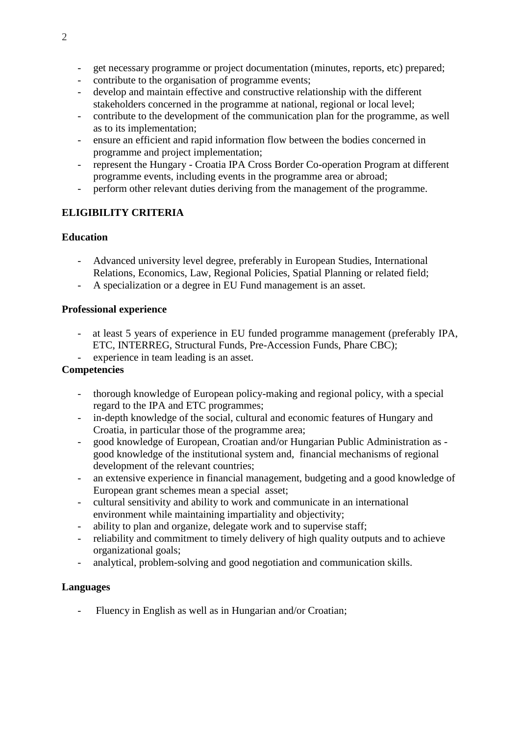- get necessary programme or project documentation (minutes, reports, etc) prepared;
- contribute to the organisation of programme events;
- develop and maintain effective and constructive relationship with the different stakeholders concerned in the programme at national, regional or local level;
- contribute to the development of the communication plan for the programme, as well as to its implementation;
- ensure an efficient and rapid information flow between the bodies concerned in programme and project implementation;
- represent the Hungary - Croatia IPA Cross Border Co-operation Program at different programme events, including events in the programme area or abroad;
- perform other relevant duties deriving from the management of the programme.

## ELIGIBILITY CRITERIA

### Education

- Advanced university level degree, preferably in European Studies, International Relations, Economics, Law, Regional Policies, Spatial Planning or related field;
- A specialization or a degree in EU Fund management is an asset.

### Professional experience

- at least 5 years of experience in EU funded programme management (preferably IPA, ETC, INTERREG, Structural Funds, Pre-Accession Funds, Phare CBC);
- experience in team leading is an asset.

### Competencies

- thorough knowledge of European policy-making and regional policy, with a special regard to the IPA and ETC programmes;
- in-depth knowledge of the social, cultural and economic features of Hungary and Croatia, in particular those of the programme area;
- good knowledge of European, Croatian and/or Hungarian Public Administration as - good knowledge of the institutional system and, financial mechanisms of regional development of the relevant countries;
- an extensive experience in financial management, budgeting and a good knowledge of European grant schemes mean a special asset;
- cultural sensitivity and ability to work and communicate in an international environment while maintaining impartiality and objectivity;
- ability to plan and organize, delegate work and to supervise staff;
- reliability and commitment to timely delivery of high quality outputs and to achieve organizational goals;
- analytical, problem-solving and good negotiation and communication skills.

### Languages

- Fluency in English as well as in Hungarian and/or Croatian;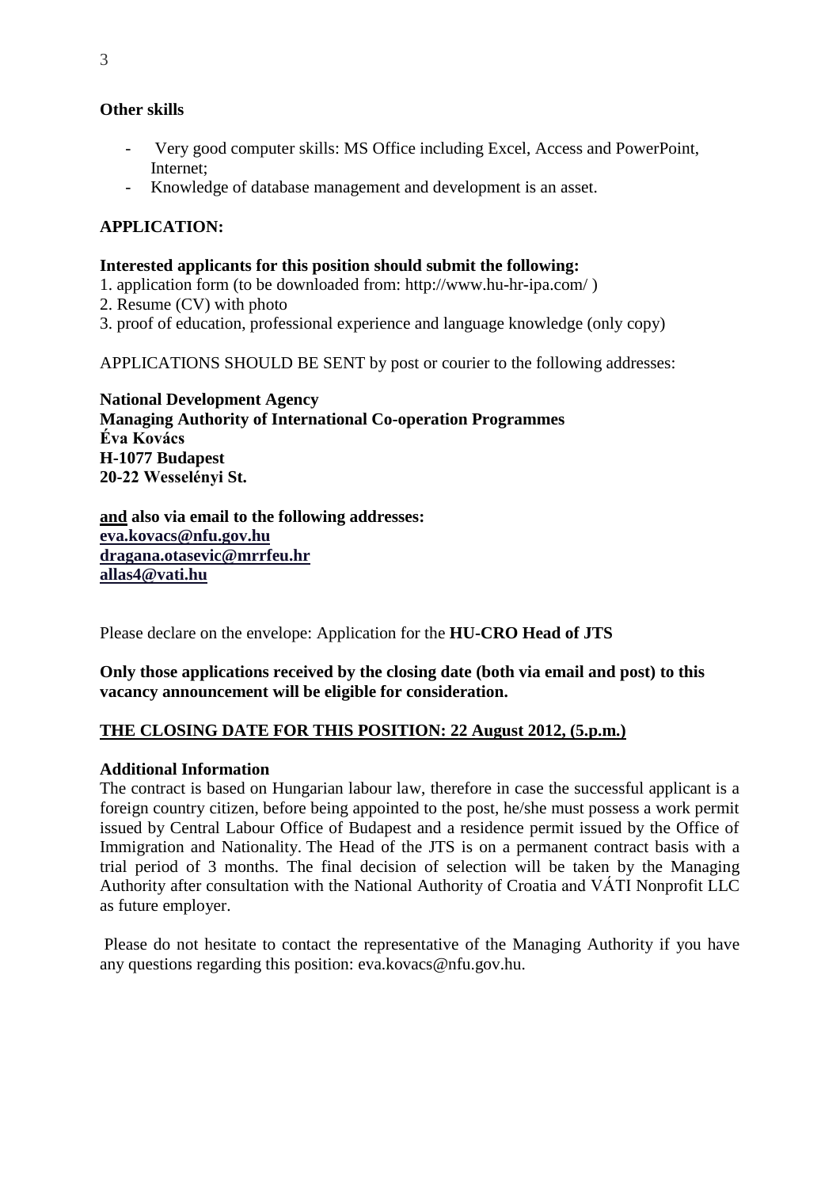**Other skills**

- Very good computer skills: MS Office including Excel, Access and PowerPoint, Internet;
- Knowledge of database management and development is an asset.

**APPLICATION:**

**Interested applicants for this position should submit the following:**

1. application form (to be downloaded from: http://www.hu-hr-ipa.com/ )
2. Resume (CV) with photo
3. proof of education, professional experience and language knowledge (only copy)

APPLICATIONS SHOULD BE SENT by post or courier to the following addresses:

**National Development Agency**
**Managing Authority of International Co-operation Programmes**
**Éva Kovács**
**H-1077 Budapest**
**20-22 Wesselényi St.**

**and also via email to the following addresses:**
**eva.kovacs@nfu.gov.hu**
**dragana.otasevic@mrrfeu.hr**
**allas4@vati.hu**

Please declare on the envelope: Application for the **HU-CRO Head of JTS**

**Only those applications received by the closing date (both via email and post) to this vacancy announcement will be eligible for consideration.**

**THE CLOSING DATE FOR THIS POSITION: 22 August 2012, (5.p.m.)**

**Additional Information**

The contract is based on Hungarian labour law, therefore in case the successful applicant is a foreign country citizen, before being appointed to the post, he/she must possess a work permit issued by Central Labour Office of Budapest and a residence permit issued by the Office of Immigration and Nationality. The Head of the JTS is on a permanent contract basis with a trial period of 3 months. The final decision of selection will be taken by the Managing Authority after consultation with the National Authority of Croatia and VÁTI Nonprofit LLC as future employer.

Please do not hesitate to contact the representative of the Managing Authority if you have any questions regarding this position: eva.kovacs@nfu.gov.hu.